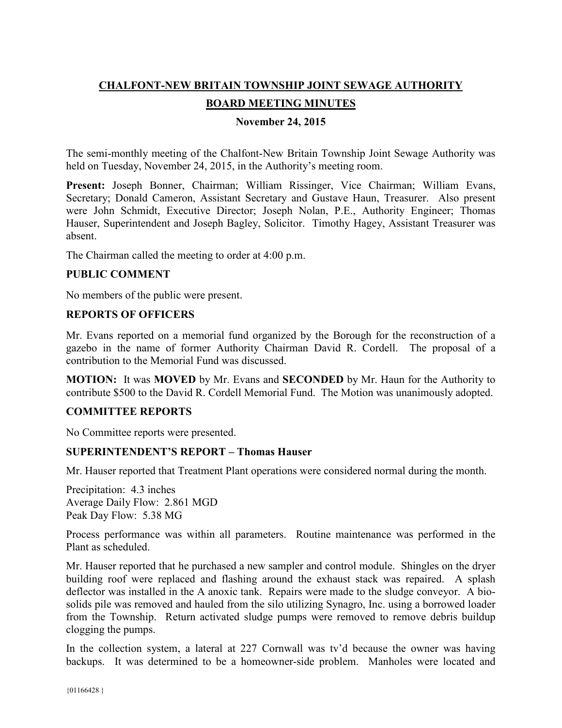# CHALFONT-NEW BRITAIN TOWNSHIP JOINT SEWAGE AUTHORITY

## BOARD MEETING MINUTES

**November 24, 2015**

The semi-monthly meeting of the Chalfont-New Britain Township Joint Sewage Authority was held on Tuesday, November 24, 2015, in the Authority's meeting room.

**Present:** Joseph Bonner, Chairman; William Rissinger, Vice Chairman; William Evans, Secretary; Donald Cameron, Assistant Secretary and Gustave Haun, Treasurer. Also present were John Schmidt, Executive Director; Joseph Nolan, P.E., Authority Engineer; Thomas Hauser, Superintendent and Joseph Bagley, Solicitor. Timothy Hagey, Assistant Treasurer was absent.

The Chairman called the meeting to order at 4:00 p.m.

### PUBLIC COMMENT

No members of the public were present.

### REPORTS OF OFFICERS

Mr. Evans reported on a memorial fund organized by the Borough for the reconstruction of a gazebo in the name of former Authority Chairman David R. Cordell. The proposal of a contribution to the Memorial Fund was discussed.

**MOTION:** It was **MOVED** by Mr. Evans and **SECONDED** by Mr. Haun for the Authority to contribute $500 to the David R. Cordell Memorial Fund. The Motion was unanimously adopted.

### COMMITTEE REPORTS

No Committee reports were presented.

### SUPERINTENDENT'S REPORT – Thomas Hauser

Mr. Hauser reported that Treatment Plant operations were considered normal during the month.

Precipitation: 4.3 inches
Average Daily Flow: 2.861 MGD
Peak Day Flow: 5.38 MG

Process performance was within all parameters. Routine maintenance was performed in the Plant as scheduled.

Mr. Hauser reported that he purchased a new sampler and control module. Shingles on the dryer building roof were replaced and flashing around the exhaust stack was repaired. A splash deflector was installed in the A anoxic tank. Repairs were made to the sludge conveyor. A bio-solids pile was removed and hauled from the silo utilizing Synagro, Inc. using a borrowed loader from the Township. Return activated sludge pumps were removed to remove debris buildup clogging the pumps.

In the collection system, a lateral at 227 Cornwall was tv'd because the owner was having backups. It was determined to be a homeowner-side problem. Manholes were located and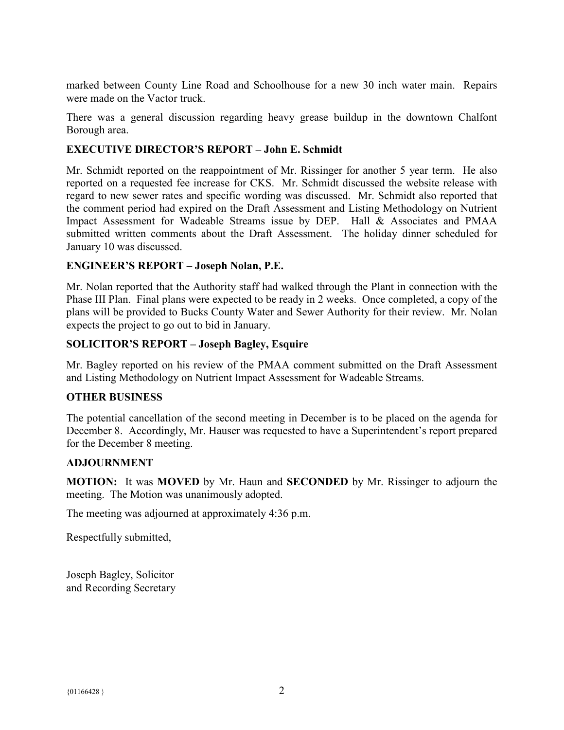marked between County Line Road and Schoolhouse for a new 30 inch water main. Repairs were made on the Vactor truck.

There was a general discussion regarding heavy grease buildup in the downtown Chalfont Borough area.

## EXECUTIVE DIRECTOR'S REPORT – John E. Schmidt

Mr. Schmidt reported on the reappointment of Mr. Rissinger for another 5 year term. He also reported on a requested fee increase for CKS. Mr. Schmidt discussed the website release with regard to new sewer rates and specific wording was discussed. Mr. Schmidt also reported that the comment period had expired on the Draft Assessment and Listing Methodology on Nutrient Impact Assessment for Wadeable Streams issue by DEP. Hall & Associates and PMAA submitted written comments about the Draft Assessment. The holiday dinner scheduled for January 10 was discussed.

## ENGINEER'S REPORT – Joseph Nolan, P.E.

Mr. Nolan reported that the Authority staff had walked through the Plant in connection with the Phase III Plan. Final plans were expected to be ready in 2 weeks. Once completed, a copy of the plans will be provided to Bucks County Water and Sewer Authority for their review. Mr. Nolan expects the project to go out to bid in January.

## SOLICITOR'S REPORT – Joseph Bagley, Esquire

Mr. Bagley reported on his review of the PMAA comment submitted on the Draft Assessment and Listing Methodology on Nutrient Impact Assessment for Wadeable Streams.

## OTHER BUSINESS

The potential cancellation of the second meeting in December is to be placed on the agenda for December 8. Accordingly, Mr. Hauser was requested to have a Superintendent's report prepared for the December 8 meeting.

## ADJOURNMENT

**MOTION:** It was **MOVED** by Mr. Haun and **SECONDED** by Mr. Rissinger to adjourn the meeting. The Motion was unanimously adopted.

The meeting was adjourned at approximately 4:36 p.m.

Respectfully submitted,

Joseph Bagley, Solicitor
and Recording Secretary

{01166428 }